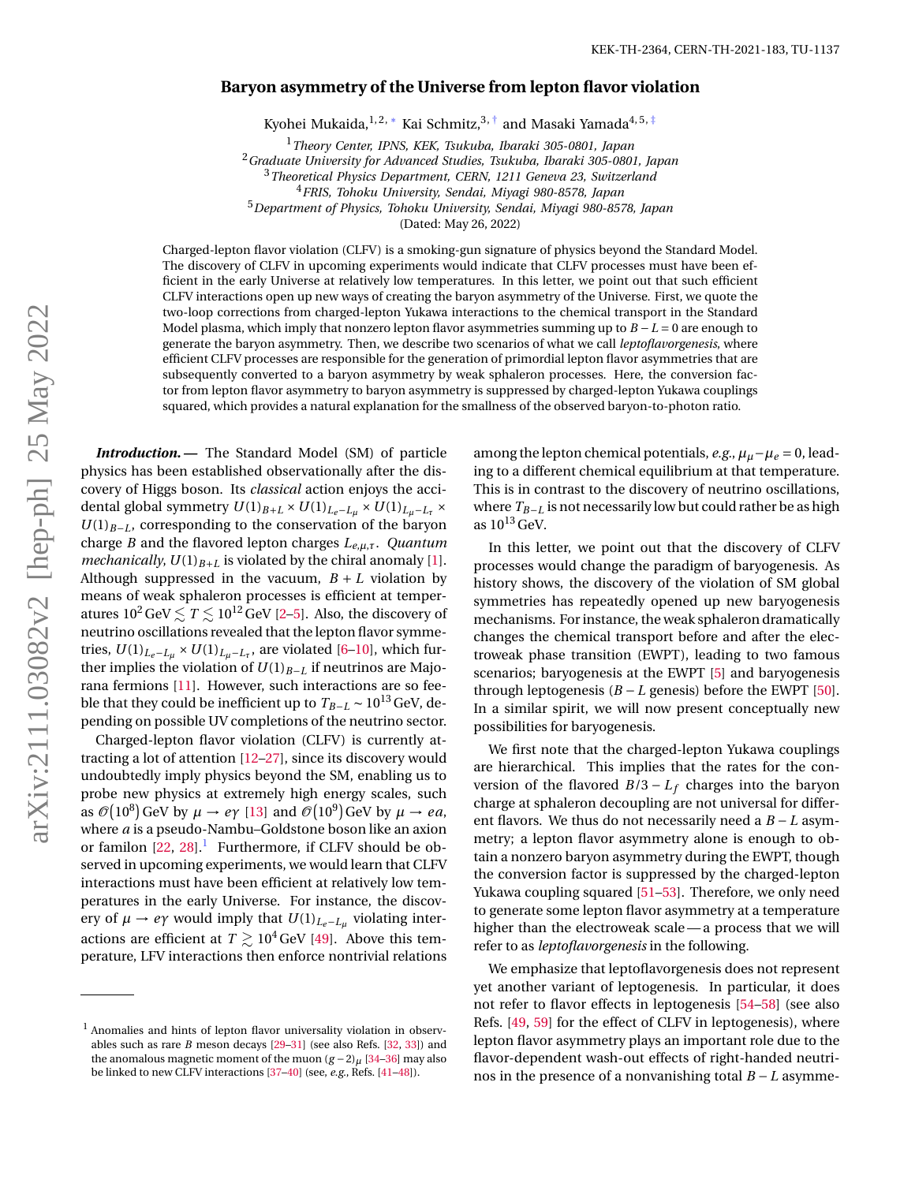# Baryon asymmetry of the Universe from lepton flavor violation

Kyohei Mukaida,[1,2,*] Kai Schmitz,[3,†] and Masaki Yamada[4,5,‡]

[1] *Theory Center, IPNS, KEK, Tsukuba, Ibaraki 305-0801, Japan*
[2] *Graduate University for Advanced Studies, Tsukuba, Ibaraki 305-0801, Japan*
[3] *Theoretical Physics Department, CERN, 1211 Geneva 23, Switzerland*
[4] *FRIS, Tohoku University, Sendai, Miyagi 980-8578, Japan*
[5] *Department of Physics, Tohoku University, Sendai, Miyagi 980-8578, Japan*

(Dated: May 26, 2022)

Charged-lepton flavor violation (CLFV) is a smoking-gun signature of physics beyond the Standard Model. The discovery of CLFV in upcoming experiments would indicate that CLFV processes must have been efficient in the early Universe at relatively low temperatures. In this letter, we point out that such efficient CLFV interactions open up new ways of creating the baryon asymmetry of the Universe. First, we quote the two-loop corrections from charged-lepton Yukawa interactions to the chemical transport in the Standard Model plasma, which imply that nonzero lepton flavor asymmetries summing up to $B-L=0$ are enough to generate the baryon asymmetry. Then, we describe two scenarios of what we call *leptoflavorgenesis*, where efficient CLFV processes are responsible for the generation of primordial lepton flavor asymmetries that are subsequently converted to a baryon asymmetry by weak sphaleron processes. Here, the conversion factor from lepton flavor asymmetry to baryon asymmetry is suppressed by charged-lepton Yukawa couplings squared, which provides a natural explanation for the smallness of the observed baryon-to-photon ratio.

***Introduction.*** — The Standard Model (SM) of particle physics has been established observationally after the discovery of Higgs boson. Its *classical* action enjoys the accidental global symmetry $U(1)_{B+L}\times U(1)_{L_e-L_\mu}\times U(1)_{L_\mu-L_\tau}\times U(1)_{B-L}$, corresponding to the conservation of the baryon charge $B$ and the flavored lepton charges $L_{e,\mu,\tau}$. *Quantum mechanically*, $U(1)_{B+L}$ is violated by the chiral anomaly [1]. Although suppressed in the vacuum, $B+L$ violation by means of weak sphaleron processes is efficient at temperatures $10^2\,\mathrm{GeV}\lesssim T\lesssim 10^{12}\,\mathrm{GeV}$ [2–5]. Also, the discovery of neutrino oscillations revealed that the lepton flavor symmetries, $U(1)_{L_e-L_\mu}\times U(1)_{L_\mu-L_\tau}$, are violated [6–10], which further implies the violation of $U(1)_{B-L}$ if neutrinos are Majorana fermions [11]. However, such interactions are so feeble that they could be inefficient up to $T_{B-L}\sim 10^{13}\,\mathrm{GeV}$, depending on possible UV completions of the neutrino sector.

Charged-lepton flavor violation (CLFV) is currently attracting a lot of attention [12–27], since its discovery would undoubtedly imply physics beyond the SM, enabling us to probe new physics at extremely high energy scales, such as $\mathcal{O}(10^8)\,\mathrm{GeV}$ by $\mu\to e\gamma$ [13] and $\mathcal{O}(10^9)\,\mathrm{GeV}$ by $\mu\to ea$, where $a$ is a pseudo-Nambu–Goldstone boson like an axion or familon [22, 28].[1] Furthermore, if CLFV should be observed in upcoming experiments, we would learn that CLFV interactions must have been efficient at relatively low temperatures in the early Universe. For instance, the discovery of $\mu\to e\gamma$ would imply that $U(1)_{L_e-L_\mu}$ violating interactions are efficient at $T\gtrsim 10^4\,\mathrm{GeV}$ [49]. Above this temperature, LFV interactions then enforce nontrivial relations among the lepton chemical potentials, *e.g.*, $\mu_\mu-\mu_e=0$, leading to a different chemical equilibrium at that temperature. This is in contrast to the discovery of neutrino oscillations, where $T_{B-L}$ is not necessarily low but could rather be as high as $10^{13}\,\mathrm{GeV}$.

In this letter, we point out that the discovery of CLFV processes would change the paradigm of baryogenesis. As history shows, the discovery of the violation of SM global symmetries has repeatedly opened up new baryogenesis mechanisms. For instance, the weak sphaleron dramatically changes the chemical transport before and after the electroweak phase transition (EWPT), leading to two famous scenarios; baryogenesis at the EWPT [5] and baryogenesis through leptogenesis ($B-L$ genesis) before the EWPT [50]. In a similar spirit, we will now present conceptually new possibilities for baryogenesis.

We first note that the charged-lepton Yukawa couplings are hierarchical. This implies that the rates for the conversion of the flavored $B/3-L_f$ charges into the baryon charge at sphaleron decoupling are not universal for different flavors. We thus do not necessarily need a $B-L$ asymmetry; a lepton flavor asymmetry alone is enough to obtain a nonzero baryon asymmetry during the EWPT, though the conversion factor is suppressed by the charged-lepton Yukawa coupling squared [51–53]. Therefore, we only need to generate some lepton flavor asymmetry at a temperature higher than the electroweak scale — a process that we will refer to as *leptoflavorgenesis* in the following.

We emphasize that leptoflavorgenesis does not represent yet another variant of leptogenesis. In particular, it does not refer to flavor effects in leptogenesis [54–58] (see also Refs. [49, 59] for the effect of CLFV in leptogenesis), where lepton flavor asymmetry plays an important role due to the flavor-dependent wash-out effects of right-handed neutrinos in the presence of a nonvanishing total $B-L$ asymme-

[1] Anomalies and hints of lepton flavor universality violation in observables such as rare $B$ meson decays [29–31] (see also Refs. [32, 33]) and the anomalous magnetic moment of the muon $(g-2)_\mu$ [34–36] may also be linked to new CLFV interactions [37–40] (see, *e.g.*, Refs. [41–48]).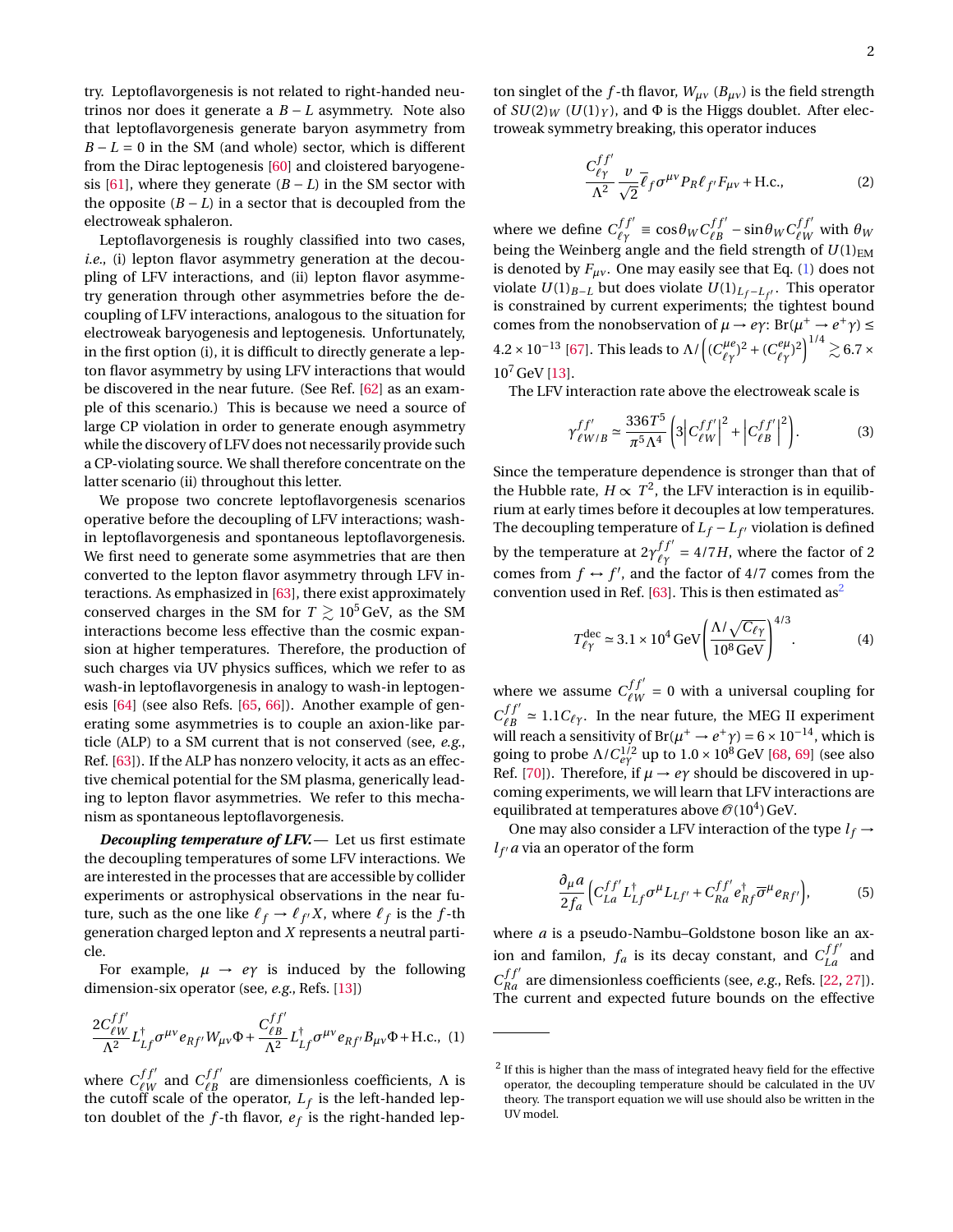try. Leptoflavorgenesis is not related to right-handed neutrinos nor does it generate a $B-L$ asymmetry. Note also that leptoflavorgenesis generate baryon asymmetry from $B-L=0$ in the SM (and whole) sector, which is different from the Dirac leptogenesis [60] and cloistered baryogenesis [61], where they generate $(B-L)$ in the SM sector with the opposite $(B-L)$ in a sector that is decoupled from the electroweak sphaleron.

Leptoflavorgenesis is roughly classified into two cases, *i.e.*, (i) lepton flavor asymmetry generation at the decoupling of LFV interactions, and (ii) lepton flavor asymmetry generation through other asymmetries before the decoupling of LFV interactions, analogous to the situation for electroweak baryogenesis and leptogenesis. Unfortunately, in the first option (i), it is difficult to directly generate a lepton flavor asymmetry by using LFV interactions that would be discovered in the near future. (See Ref. [62] as an example of this scenario.) This is because we need a source of large CP violation in order to generate enough asymmetry while the discovery of LFV does not necessarily provide such a CP-violating source. We shall therefore concentrate on the latter scenario (ii) throughout this letter.

We propose two concrete leptoflavorgenesis scenarios operative before the decoupling of LFV interactions; wash-in leptoflavorgenesis and spontaneous leptoflavorgenesis. We first need to generate some asymmetries that are then converted to the lepton flavor asymmetry through LFV interactions. As emphasized in [63], there exist approximately conserved charges in the SM for $T \gtrsim 10^5\,\mathrm{GeV}$, as the SM interactions become less effective than the cosmic expansion at higher temperatures. Therefore, the production of such charges via UV physics suffices, which we refer to as wash-in leptoflavorgenesis in analogy to wash-in leptogenesis [64] (see also Refs. [65, 66]). Another example of generating some asymmetries is to couple an axion-like particle (ALP) to a SM current that is not conserved (see, *e.g.*, Ref. [63]). If the ALP has nonzero velocity, it acts as an effective chemical potential for the SM plasma, generically leading to lepton flavor asymmetries. We refer to this mechanism as spontaneous leptoflavorgenesis.

***Decoupling temperature of LFV.***— Let us first estimate the decoupling temperatures of some LFV interactions. We are interested in the processes that are accessible by collider experiments or astrophysical observations in the near future, such as the one like $\ell_f \to \ell_{f'} X$, where $\ell_f$ is the $f$-th generation charged lepton and $X$ represents a neutral particle.

For example, $\mu \to e\gamma$ is induced by the following dimension-six operator (see, *e.g.*, Refs. [13])

$$\frac{2C_{\ell W}^{ff'}}{\Lambda^2} L_{Lf}^\dagger \sigma^{\mu\nu} e_{Rf'} W_{\mu\nu}\Phi + \frac{C_{\ell B}^{ff'}}{\Lambda^2} L_{Lf}^\dagger \sigma^{\mu\nu} e_{Rf'} B_{\mu\nu}\Phi + \mathrm{H.c.}, \quad (1)$$

where $C_{\ell W}^{ff'}$ and $C_{\ell B}^{ff'}$ are dimensionless coefficients, $\Lambda$ is the cutoff scale of the operator, $L_f$ is the left-handed lepton doublet of the $f$-th flavor, $e_f$ is the right-handed lepton singlet of the $f$-th flavor, $W_{\mu\nu}$ ($B_{\mu\nu}$) is the field strength of $SU(2)_W$ ($U(1)_Y$), and $\Phi$ is the Higgs doublet. After electroweak symmetry breaking, this operator induces

$$\frac{C_{\ell\gamma}^{ff'}}{\Lambda^2} \frac{v}{\sqrt{2}} \overline{\ell}_f \sigma^{\mu\nu} P_R \ell_{f'} F_{\mu\nu} + \mathrm{H.c.}, \quad (2)$$

where we define $C_{\ell\gamma}^{ff'} \equiv \cos\theta_W C_{\ell B}^{ff'} - \sin\theta_W C_{\ell W}^{ff'}$ with $\theta_W$ being the Weinberg angle and the field strength of $U(1)_{\mathrm{EM}}$ is denoted by $F_{\mu\nu}$. One may easily see that Eq. (1) does not violate $U(1)_{B-L}$ but does violate $U(1)_{L_f - L_{f'}}$. This operator is constrained by current experiments; the tightest bound comes from the nonobservation of $\mu \to e\gamma$: $\mathrm{Br}(\mu^+ \to e^+\gamma) \le 4.2\times 10^{-13}$ [67]. This leads to $\Lambda/\left((C_{\ell\gamma}^{\mu e})^2 + (C_{\ell\gamma}^{e\mu})^2\right)^{1/4} \gtrsim 6.7\times 10^7\,\mathrm{GeV}$ [13].

The LFV interaction rate above the electroweak scale is

$$\gamma_{\ell W/B}^{ff'} \simeq \frac{336 T^5}{\pi^5 \Lambda^4}\left(3\left|C_{\ell W}^{ff'}\right|^2 + \left|C_{\ell B}^{ff'}\right|^2\right). \quad (3)$$

Since the temperature dependence is stronger than that of the Hubble rate, $H \propto T^2$, the LFV interaction is in equilibrium at early times before it decouples at low temperatures. The decoupling temperature of $L_f - L_{f'}$ violation is defined by the temperature at $2\gamma_{\ell\gamma}^{ff'} = 4/7H$, where the factor of 2 comes from $f \leftrightarrow f'$, and the factor of 4/7 comes from the convention used in Ref. [63]. This is then estimated as[2]

$$T_{\ell\gamma}^{\mathrm{dec}} \simeq 3.1\times 10^4\,\mathrm{GeV}\left(\frac{\Lambda/\sqrt{C_{\ell\gamma}}}{10^8\,\mathrm{GeV}}\right)^{4/3}. \quad (4)$$

where we assume $C_{\ell W}^{ff'} = 0$ with a universal coupling for $C_{\ell B}^{ff'} \simeq 1.1 C_{\ell\gamma}$. In the near future, the MEG II experiment will reach a sensitivity of $\mathrm{Br}(\mu^+ \to e^+\gamma) = 6\times 10^{-14}$, which is going to probe $\Lambda/C_{e\gamma}^{1/2}$ up to $1.0\times 10^8\,\mathrm{GeV}$ [68, 69] (see also Ref. [70]). Therefore, if $\mu \to e\gamma$ should be discovered in upcoming experiments, we will learn that LFV interactions are equilibrated at temperatures above $\mathcal{O}(10^4)\,\mathrm{GeV}$.

One may also consider a LFV interaction of the type $l_f \to l_{f'} a$ via an operator of the form

$$\frac{\partial_\mu a}{2 f_a}\left(C_{La}^{ff'} L_{Lf}^\dagger \sigma^\mu L_{Lf'} + C_{Ra}^{ff'} e_{Rf}^\dagger \overline{\sigma}^\mu e_{Rf'}\right), \quad (5)$$

where $a$ is a pseudo-Nambu–Goldstone boson like an axion and familon, $f_a$ is its decay constant, and $C_{La}^{ff'}$ and $C_{Ra}^{ff'}$ are dimensionless coefficients (see, *e.g.*, Refs. [22, 27]). The current and expected future bounds on the effective

[2] If this is higher than the mass of integrated heavy field for the effective operator, the decoupling temperature should be calculated in the UV theory. The transport equation we will use should also be written in the UV model.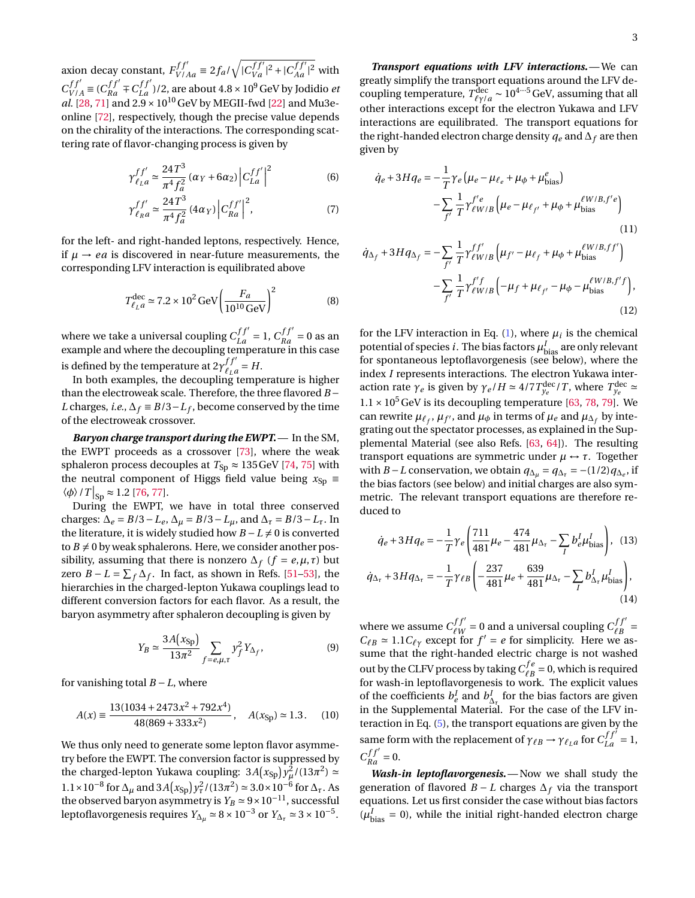axion decay constant, $F^{ff'}_{V/Aa} \equiv 2f_a/\sqrt{|C^{ff'}_{Va}|^2 + |C^{ff'}_{Aa}|^2}$ with $C^{ff'}_{V/A} \equiv (C^{ff'}_{Ra} \mp C^{ff'}_{La})/2$, are about $4.8\times10^9\,$GeV by Jodidio *et al.* [28, 71] and $2.9\times10^{10}\,$GeV by MEGII-fwd [22] and Mu3e-online [72], respectively, though the precise value depends on the chirality of the interactions. The corresponding scattering rate of flavor-changing process is given by

$$\gamma^{ff'}_{\ell_L a} \simeq \frac{24T^3}{\pi^4 f_a^2}\left(\alpha_Y + 6\alpha_2\right)\left|C^{ff'}_{La}\right|^2 \tag{6}$$

$$\gamma^{ff'}_{\ell_R a} \simeq \frac{24T^3}{\pi^4 f_a^2}\left(4\alpha_Y\right)\left|C^{ff'}_{Ra}\right|^2, \tag{7}$$

for the left- and right-handed leptons, respectively. Hence, if $\mu \to ea$ is discovered in near-future measurements, the corresponding LFV interaction is equilibrated above

$$T^{\rm dec}_{\ell_L a} \simeq 7.2\times10^2\,{\rm GeV}\left(\frac{F_a}{10^{10}\,{\rm GeV}}\right)^2 \tag{8}$$

where we take a universal coupling $C^{ff'}_{La} = 1$, $C^{ff'}_{Ra} = 0$ as an example and where the decoupling temperature in this case is defined by the temperature at $2\gamma^{ff'}_{\ell_L a} = H$.

In both examples, the decoupling temperature is higher than the electroweak scale. Therefore, the three flavored $B-L$ charges, *i.e.*, $\Delta_f \equiv B/3 - L_f$, become conserved by the time of the electroweak crossover.

***Baryon charge transport during the EWPT.***— In the SM, the EWPT proceeds as a crossover [73], where the weak sphaleron process decouples at $T_{\rm Sp} \simeq 135\,$GeV [74, 75] with the neutral component of Higgs field value being $x_{\rm Sp} \equiv \langle\phi\rangle/T\big|_{\rm Sp} \simeq 1.2$ [76, 77].

During the EWPT, we have in total three conserved charges: $\Delta_e = B/3 - L_e$, $\Delta_\mu = B/3 - L_\mu$, and $\Delta_\tau = B/3 - L_\tau$. In the literature, it is widely studied how $B - L \neq 0$ is converted to $B \neq 0$ by weak sphalerons. Here, we consider another possibility, assuming that there is nonzero $\Delta_f$ ($f = e,\mu,\tau$) but zero $B - L = \sum_f \Delta_f$. In fact, as shown in Refs. [51–53], the hierarchies in the charged-lepton Yukawa couplings lead to different conversion factors for each flavor. As a result, the baryon asymmetry after sphaleron decoupling is given by

$$Y_B \simeq \frac{3A(x_{\rm Sp})}{13\pi^2}\sum_{f=e,\mu,\tau} y_f^2 Y_{\Delta_f}, \tag{9}$$

for vanishing total $B-L$, where

$$A(x) \equiv \frac{13(1034 + 2473x^2 + 792x^4)}{48(869 + 333x^2)}, \quad A(x_{\rm Sp}) \simeq 1.3\,. \tag{10}$$

We thus only need to generate some lepton flavor asymmetry before the EWPT. The conversion factor is suppressed by the charged-lepton Yukawa coupling: $3A(x_{\rm Sp})y_\mu^2/(13\pi^2) \simeq 1.1\times10^{-8}$ for $\Delta_\mu$ and $3A(x_{\rm Sp})y_\tau^2/(13\pi^2) \simeq 3.0\times10^{-6}$ for $\Delta_\tau$. As the observed baryon asymmetry is $Y_B \simeq 9\times10^{-11}$, successful leptoflavorgenesis requires $Y_{\Delta_\mu} \simeq 8\times10^{-3}$ or $Y_{\Delta_\tau} \simeq 3\times10^{-5}$.

***Transport equations with LFV interactions.***—We can greatly simplify the transport equations around the LFV decoupling temperature, $T^{\rm dec}_{\ell\gamma/a} \sim 10^{4\cdots5}\,$GeV, assuming that all other interactions except for the electron Yukawa and LFV interactions are equilibrated. The transport equations for the right-handed electron charge density $q_e$ and $\Delta_f$ are then given by

$$\begin{aligned}\dot{q}_e + 3Hq_e = &-\frac{1}{T}\gamma_e\left(\mu_e - \mu_{\ell_e} + \mu_\phi + \mu^e_{\rm bias}\right)\\ &-\sum_{f'}\frac{1}{T}\gamma^{f'e}_{\ell W/B}\left(\mu_e - \mu_{\ell_{f'}} + \mu_\phi + \mu^{\ell W/B,f'e}_{\rm bias}\right)\end{aligned} \tag{11}$$

$$\begin{aligned}\dot{q}_{\Delta_f} + 3Hq_{\Delta_f} = &-\sum_{f'}\frac{1}{T}\gamma^{ff'}_{\ell W/B}\left(\mu_{f'} - \mu_{\ell_f} + \mu_\phi + \mu^{\ell W/B,ff'}_{\rm bias}\right)\\ &-\sum_{f'}\frac{1}{T}\gamma^{f'f}_{\ell W/B}\left(-\mu_f + \mu_{\ell_{f'}} - \mu_\phi - \mu^{\ell W/B,f'f}_{\rm bias}\right),\end{aligned} \tag{12}$$

for the LFV interaction in Eq. (1), where $\mu_i$ is the chemical potential of species $i$. The bias factors $\mu^I_{\rm bias}$ are only relevant for spontaneous leptoflavorgenesis (see below), where the index $I$ represents interactions. The electron Yukawa interaction rate $\gamma_e$ is given by $\gamma_e/H \simeq 4/7\,T^{\rm dec}_{y_e}/T$, where $T^{\rm dec}_{y_e} \simeq 1.1\times10^5\,$GeV is its decoupling temperature [63, 78, 79]. We can rewrite $\mu_{\ell_f}$, $\mu_{f'}$, and $\mu_\phi$ in terms of $\mu_e$ and $\mu_{\Delta_f}$ by integrating out the spectator processes, as explained in the Supplemental Material (see also Refs. [63, 64]). The resulting transport equations are symmetric under $\mu \leftrightarrow \tau$. Together with $B-L$ conservation, we obtain $q_{\Delta_\mu} = q_{\Delta_\tau} = -(1/2)q_{\Delta_e}$, if the bias factors (see below) and initial charges are also symmetric. The relevant transport equations are therefore reduced to

$$\dot{q}_e + 3Hq_e = -\frac{1}{T}\gamma_e\left(\frac{711}{481}\mu_e - \frac{474}{481}\mu_{\Delta_\tau} - \sum_I b^I_e\mu^I_{\rm bias}\right), \tag{13}$$

$$\dot{q}_{\Delta_\tau} + 3Hq_{\Delta_\tau} = -\frac{1}{T}\gamma_{\ell B}\left(-\frac{237}{481}\mu_e + \frac{639}{481}\mu_{\Delta_\tau} - \sum_I b^I_{\Delta_\tau}\mu^I_{\rm bias}\right), \tag{14}$$

where we assume $C^{ff'}_{\ell W} = 0$ and a universal coupling $C^{ff'}_{\ell B} = C_{\ell B} \simeq 1.1C_{\ell\gamma}$ except for $f' = e$ for simplicity. Here we assume that the right-handed electric charge is not washed out by the CLFV process by taking $C^{fe}_{\ell B} = 0$, which is required for wash-in leptoflavorgenesis to work. The explicit values of the coefficients $b^I_e$ and $b^I_{\Delta_\tau}$ for the bias factors are given in the Supplemental Material. For the case of the LFV interaction in Eq. (5), the transport equations are given by the same form with the replacement of $\gamma_{\ell B} \to \gamma_{\ell_L a}$ for $C^{ff'}_{La} = 1$, $C^{ff'}_{Ra} = 0$.

***Wash-in leptoflavorgenesis.***—Now we shall study the generation of flavored $B-L$ charges $\Delta_f$ via the transport equations. Let us first consider the case without bias factors ($\mu^I_{\rm bias} = 0$), while the initial right-handed electron charge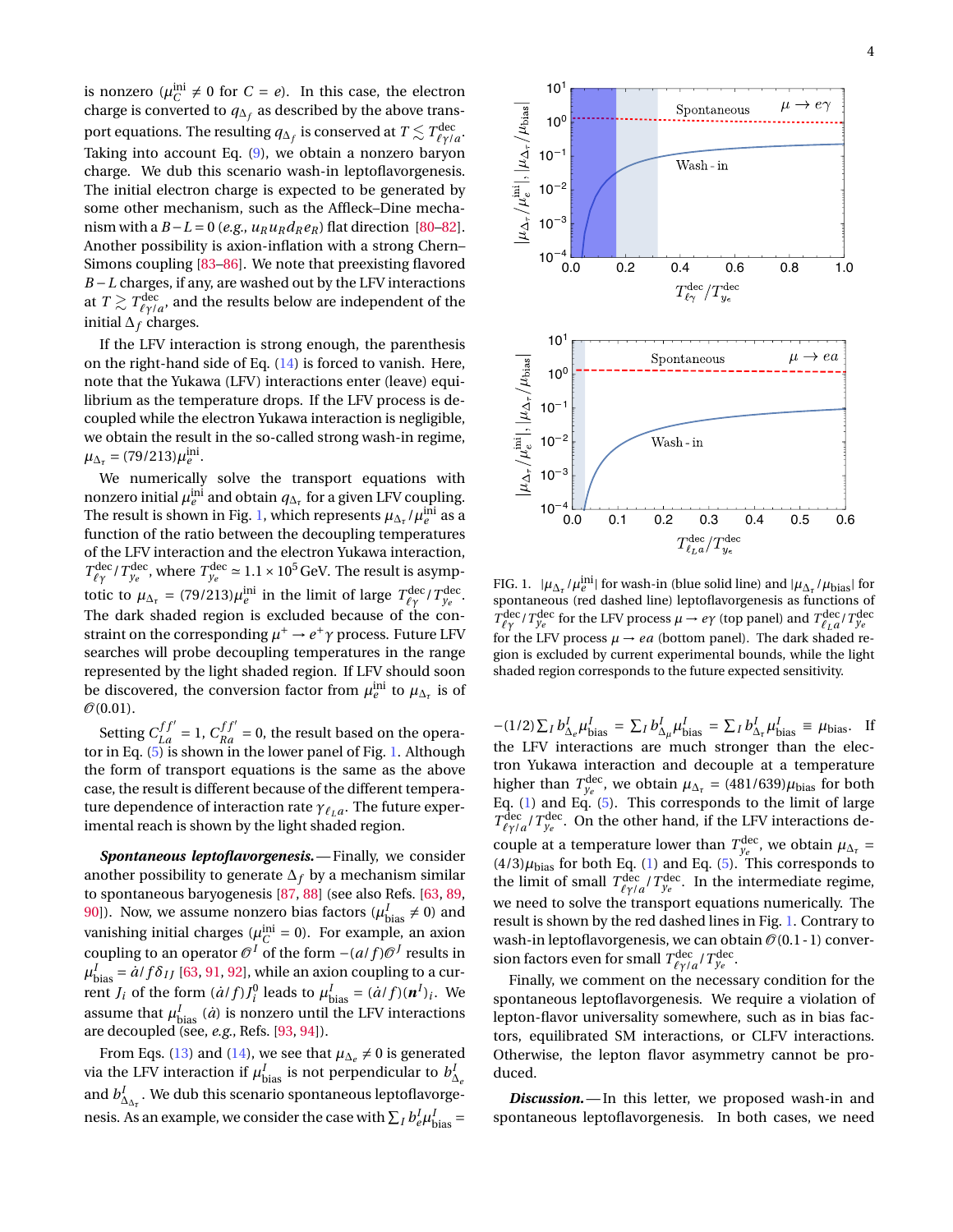is nonzero ($\mu_C^{\rm ini} \neq 0$ for $C = e$). In this case, the electron charge is converted to $q_{\Delta_f}$ as described by the above transport equations. The resulting $q_{\Delta_f}$ is conserved at $T \lesssim T^{\rm dec}_{\ell\gamma/a}$. Taking into account Eq. (9), we obtain a nonzero baryon charge. We dub this scenario wash-in leptoflavorgenesis. The initial electron charge is expected to be generated by some other mechanism, such as the Affleck–Dine mechanism with a $B-L=0$ (*e.g.*, $u_R u_R d_R e_R$) flat direction [80–82]. Another possibility is axion-inflation with a strong Chern–Simons coupling [83–86]. We note that preexisting flavored $B-L$ charges, if any, are washed out by the LFV interactions at $T \gtrsim T^{\rm dec}_{\ell\gamma/a}$, and the results below are independent of the initial $\Delta_f$ charges.

If the LFV interaction is strong enough, the parenthesis on the right-hand side of Eq. (14) is forced to vanish. Here, note that the Yukawa (LFV) interactions enter (leave) equilibrium as the temperature drops. If the LFV process is decoupled while the electron Yukawa interaction is negligible, we obtain the result in the so-called strong wash-in regime, $\mu_{\Delta_\tau} = (79/213)\mu_e^{\rm ini}$.

We numerically solve the transport equations with nonzero initial $\mu_e^{\rm ini}$ and obtain $q_{\Delta_\tau}$ for a given LFV coupling. The result is shown in Fig. 1, which represents $\mu_{\Delta_\tau}/\mu_e^{\rm ini}$ as a function of the ratio between the decoupling temperatures of the LFV interaction and the electron Yukawa interaction, $T^{\rm dec}_{\ell\gamma}/T^{\rm dec}_{y_e}$, where $T^{\rm dec}_{y_e} \simeq 1.1\times 10^5\,$GeV. The result is asymptotic to $\mu_{\Delta_\tau} = (79/213)\mu_e^{\rm ini}$ in the limit of large $T^{\rm dec}_{\ell\gamma}/T^{\rm dec}_{y_e}$. The dark shaded region is excluded because of the constraint on the corresponding $\mu^+ \to e^+\gamma$ process. Future LFV searches will probe decoupling temperatures in the range represented by the light shaded region. If LFV should soon be discovered, the conversion factor from $\mu_e^{\rm ini}$ to $\mu_{\Delta_\tau}$ is of $\mathcal{O}(0.01)$.

Setting $C^{ff'}_{La} = 1$, $C^{ff'}_{Ra} = 0$, the result based on the operator in Eq. (5) is shown in the lower panel of Fig. 1. Although the form of transport equations is the same as the above case, the result is different because of the different temperature dependence of interaction rate $\gamma_{\ell_L a}$. The future experimental reach is shown by the light shaded region.

***Spontaneous leptoflavorgenesis.***—Finally, we consider another possibility to generate $\Delta_f$ by a mechanism similar to spontaneous baryogenesis [87, 88] (see also Refs. [63, 89, 90]). Now, we assume nonzero bias factors ($\mu^I_{\rm bias} \neq 0$) and vanishing initial charges ($\mu_C^{\rm ini} = 0$). For example, an axion coupling to an operator $\mathcal{O}^I$ of the form $-(a/f)\mathcal{O}^J$ results in $\mu^I_{\rm bias} = \dot{a}/f\,\delta_{IJ}$ [63, 91, 92], while an axion coupling to a current $J_i$ of the form $(\dot{a}/f)J_i^0$ leads to $\mu^I_{\rm bias} = (\dot{a}/f)(\boldsymbol{n}^I)_i$. We assume that $\mu^I_{\rm bias}$ ($\dot{a}$) is nonzero until the LFV interactions are decoupled (see, *e.g.*, Refs. [93, 94]).

From Eqs. (13) and (14), we see that $\mu_{\Delta_e} \neq 0$ is generated via the LFV interaction if $\mu^I_{\rm bias}$ is not perpendicular to $b^I_{\Delta_e}$ and $b^I_{\Delta_{\Delta_\tau}}$. We dub this scenario spontaneous leptoflavorgenesis. As an example, we consider the case with $\sum_I b^I_e \mu^I_{\rm bias} = -(1/2)\sum_I b^I_{\Delta_e}\mu^I_{\rm bias} = \sum_I b^I_{\Delta_\mu}\mu^I_{\rm bias} = \sum_I b^I_{\Delta_\tau}\mu^I_{\rm bias} \equiv \mu_{\rm bias}$. If the LFV interactions are much stronger than the electron Yukawa interaction and decouple at a temperature higher than $T^{\rm dec}_{y_e}$, we obtain $\mu_{\Delta_\tau} = (481/639)\mu_{\rm bias}$ for both Eq. (1) and Eq. (5). This corresponds to the limit of large $T^{\rm dec}_{\ell\gamma/a}/T^{\rm dec}_{y_e}$. On the other hand, if the LFV interactions decouple at a temperature lower than $T^{\rm dec}_{y_e}$, we obtain $\mu_{\Delta_\tau} = (4/3)\mu_{\rm bias}$ for both Eq. (1) and Eq. (5). This corresponds to the limit of small $T^{\rm dec}_{\ell\gamma/a}/T^{\rm dec}_{y_e}$. In the intermediate regime, we need to solve the transport equations numerically. The result is shown by the red dashed lines in Fig. 1. Contrary to wash-in leptoflavorgenesis, we can obtain $\mathcal{O}$(0.1 - 1) conversion factors even for small $T^{\rm dec}_{\ell\gamma/a}/T^{\rm dec}_{y_e}$.

FIG. 1. $|\mu_{\Delta_\tau}/\mu_e^{\rm ini}|$ for wash-in (blue solid line) and $|\mu_{\Delta_\tau}/\mu_{\rm bias}|$ for spontaneous (red dashed line) leptoflavorgenesis as functions of $T^{\rm dec}_{\ell\gamma}/T^{\rm dec}_{y_e}$ for the LFV process $\mu\to e\gamma$ (top panel) and $T^{\rm dec}_{\ell_L a}/T^{\rm dec}_{y_e}$ for the LFV process $\mu\to ea$ (bottom panel). The dark shaded region is excluded by current experimental bounds, while the light shaded region corresponds to the future expected sensitivity.

Finally, we comment on the necessary condition for the spontaneous leptoflavorgenesis. We require a violation of lepton-flavor universality somewhere, such as in bias factors, equilibrated SM interactions, or CLFV interactions. Otherwise, the lepton flavor asymmetry cannot be produced.

***Discussion.***—In this letter, we proposed wash-in and spontaneous leptoflavorgenesis. In both cases, we need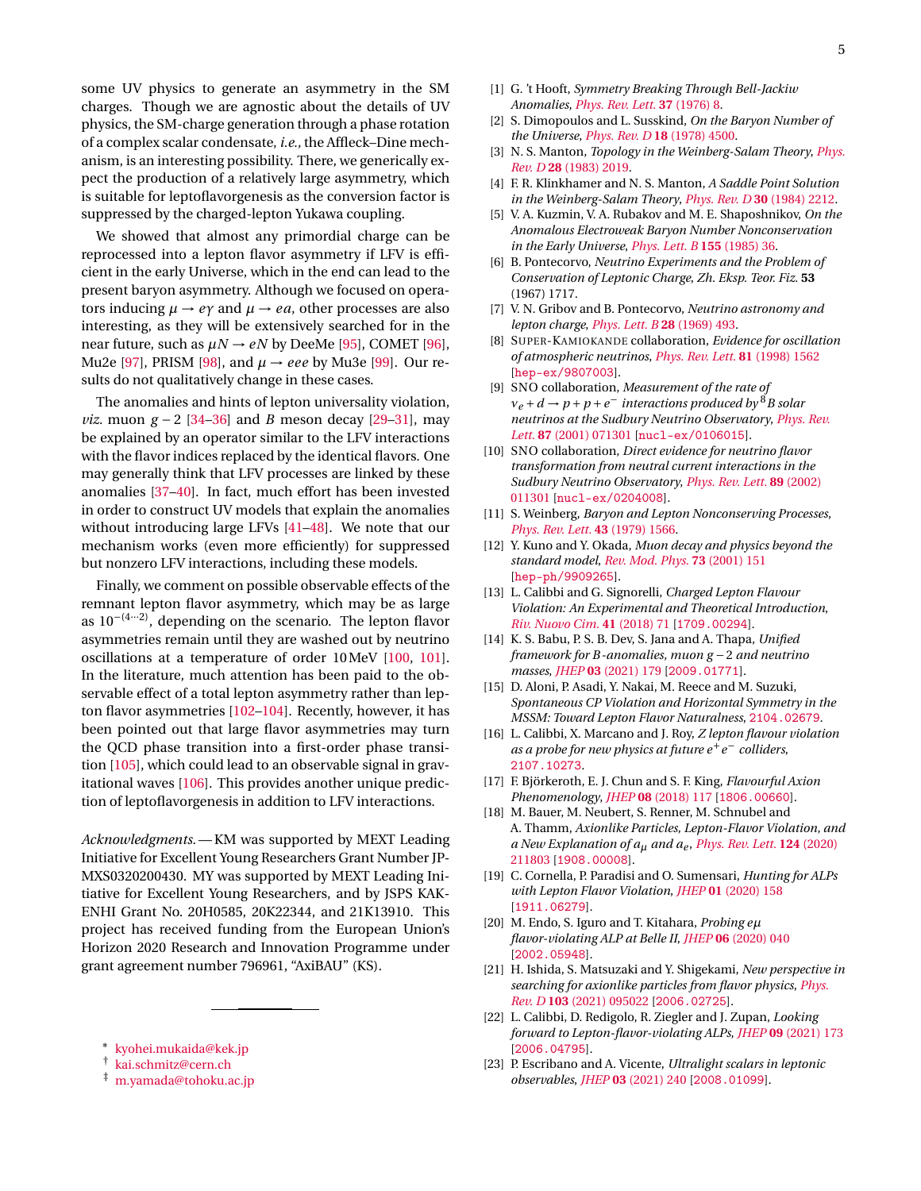some UV physics to generate an asymmetry in the SM charges. Though we are agnostic about the details of UV physics, the SM-charge generation through a phase rotation of a complex scalar condensate, *i.e.,* the Affleck–Dine mechanism, is an interesting possibility. There, we generically expect the production of a relatively large asymmetry, which is suitable for leptoflavorgenesis as the conversion factor is suppressed by the charged-lepton Yukawa coupling.

We showed that almost any primordial charge can be reprocessed into a lepton flavor asymmetry if LFV is efficient in the early Universe, which in the end can lead to the present baryon asymmetry. Although we focused on operators inducing $\mu \to e\gamma$ and $\mu \to ea$, other processes are also interesting, as they will be extensively searched for in the near future, such as $\mu N \to eN$ by DeeMe [95], COMET [96], Mu2e [97], PRISM [98], and $\mu \to eee$ by Mu3e [99]. Our results do not qualitatively change in these cases.

The anomalies and hints of lepton universality violation, *viz.* muon $g-2$ [34–36] and $B$ meson decay [29–31], may be explained by an operator similar to the LFV interactions with the flavor indices replaced by the identical flavors. One may generally think that LFV processes are linked by these anomalies [37–40]. In fact, much effort has been invested in order to construct UV models that explain the anomalies without introducing large LFVs [41–48]. We note that our mechanism works (even more efficiently) for suppressed but nonzero LFV interactions, including these models.

Finally, we comment on possible observable effects of the remnant lepton flavor asymmetry, which may be as large as $10^{-(4\cdots 2)}$, depending on the scenario. The lepton flavor asymmetries remain until they are washed out by neutrino oscillations at a temperature of order 10 MeV [100, 101]. In the literature, much attention has been paid to the observable effect of a total lepton asymmetry rather than lepton flavor asymmetries [102–104]. Recently, however, it has been pointed out that large flavor asymmetries may turn the QCD phase transition into a first-order phase transition [105], which could lead to an observable signal in gravitational waves [106]. This provides another unique prediction of leptoflavorgenesis in addition to LFV interactions.

*Acknowledgments.* — KM was supported by MEXT Leading Initiative for Excellent Young Researchers Grant Number JPMXS0320200430. MY was supported by MEXT Leading Initiative for Excellent Young Researchers, and by JSPS KAKENHI Grant No. 20H0585, 20K22344, and 21K13910. This project has received funding from the European Union's Horizon 2020 Research and Innovation Programme under grant agreement number 796961, "AxiBAU" (KS).

---

\* kyohei.mukaida@kek.jp
† kai.schmitz@cern.ch
‡ m.yamada@tohoku.ac.jp

[1] G. 't Hooft, *Symmetry Breaking Through Bell-Jackiw Anomalies*, Phys. Rev. Lett. **37** (1976) 8.
[2] S. Dimopoulos and L. Susskind, *On the Baryon Number of the Universe*, Phys. Rev. D **18** (1978) 4500.
[3] N. S. Manton, *Topology in the Weinberg-Salam Theory*, Phys. Rev. D **28** (1983) 2019.
[4] F. R. Klinkhamer and N. S. Manton, *A Saddle Point Solution in the Weinberg-Salam Theory*, Phys. Rev. D **30** (1984) 2212.
[5] V. A. Kuzmin, V. A. Rubakov and M. E. Shaposhnikov, *On the Anomalous Electroweak Baryon Number Nonconservation in the Early Universe*, Phys. Lett. B **155** (1985) 36.
[6] B. Pontecorvo, *Neutrino Experiments and the Problem of Conservation of Leptonic Charge*, Zh. Eksp. Teor. Fiz. **53** (1967) 1717.
[7] V. N. Gribov and B. Pontecorvo, *Neutrino astronomy and lepton charge*, Phys. Lett. B **28** (1969) 493.
[8] Super-Kamiokande collaboration, *Evidence for oscillation of atmospheric neutrinos*, Phys. Rev. Lett. **81** (1998) 1562 [hep-ex/9807003].
[9] SNO collaboration, *Measurement of the rate of $\nu_e + d \to p + p + e^-$ interactions produced by $^8B$ solar neutrinos at the Sudbury Neutrino Observatory*, Phys. Rev. Lett. **87** (2001) 071301 [nucl-ex/0106015].
[10] SNO collaboration, *Direct evidence for neutrino flavor transformation from neutral current interactions in the Sudbury Neutrino Observatory*, Phys. Rev. Lett. **89** (2002) 011301 [nucl-ex/0204008].
[11] S. Weinberg, *Baryon and Lepton Nonconserving Processes*, Phys. Rev. Lett. **43** (1979) 1566.
[12] Y. Kuno and Y. Okada, *Muon decay and physics beyond the standard model*, Rev. Mod. Phys. **73** (2001) 151 [hep-ph/9909265].
[13] L. Calibbi and G. Signorelli, *Charged Lepton Flavour Violation: An Experimental and Theoretical Introduction*, Riv. Nuovo Cim. **41** (2018) 71 [1709.00294].
[14] K. S. Babu, P. S. B. Dev, S. Jana and A. Thapa, *Unified framework for B-anomalies, muon $g-2$ and neutrino masses*, JHEP **03** (2021) 179 [2009.01771].
[15] D. Aloni, P. Asadi, Y. Nakai, M. Reece and M. Suzuki, *Spontaneous CP Violation and Horizontal Symmetry in the MSSM: Toward Lepton Flavor Naturalness*, 2104.02679.
[16] L. Calibbi, X. Marcano and J. Roy, *Z lepton flavour violation as a probe for new physics at future $e^+e^-$ colliders*, 2107.10273.
[17] F. Björkeroth, E. J. Chun and S. F. King, *Flavourful Axion Phenomenology*, JHEP **08** (2018) 117 [1806.00660].
[18] M. Bauer, M. Neubert, S. Renner, M. Schnubel and A. Thamm, *Axionlike Particles, Lepton-Flavor Violation, and a New Explanation of $a_\mu$ and $a_e$*, Phys. Rev. Lett. **124** (2020) 211803 [1908.00008].
[19] C. Cornella, P. Paradisi and O. Sumensari, *Hunting for ALPs with Lepton Flavor Violation*, JHEP **01** (2020) 158 [1911.06279].
[20] M. Endo, S. Iguro and T. Kitahara, *Probing $e\mu$ flavor-violating ALP at Belle II*, JHEP **06** (2020) 040 [2002.05948].
[21] H. Ishida, S. Matsuzaki and Y. Shigekami, *New perspective in searching for axionlike particles from flavor physics*, Phys. Rev. D **103** (2021) 095022 [2006.02725].
[22] L. Calibbi, D. Redigolo, R. Ziegler and J. Zupan, *Looking forward to Lepton-flavor-violating ALPs*, JHEP **09** (2021) 173 [2006.04795].
[23] P. Escribano and A. Vicente, *Ultralight scalars in leptonic observables*, JHEP **03** (2021) 240 [2008.01099].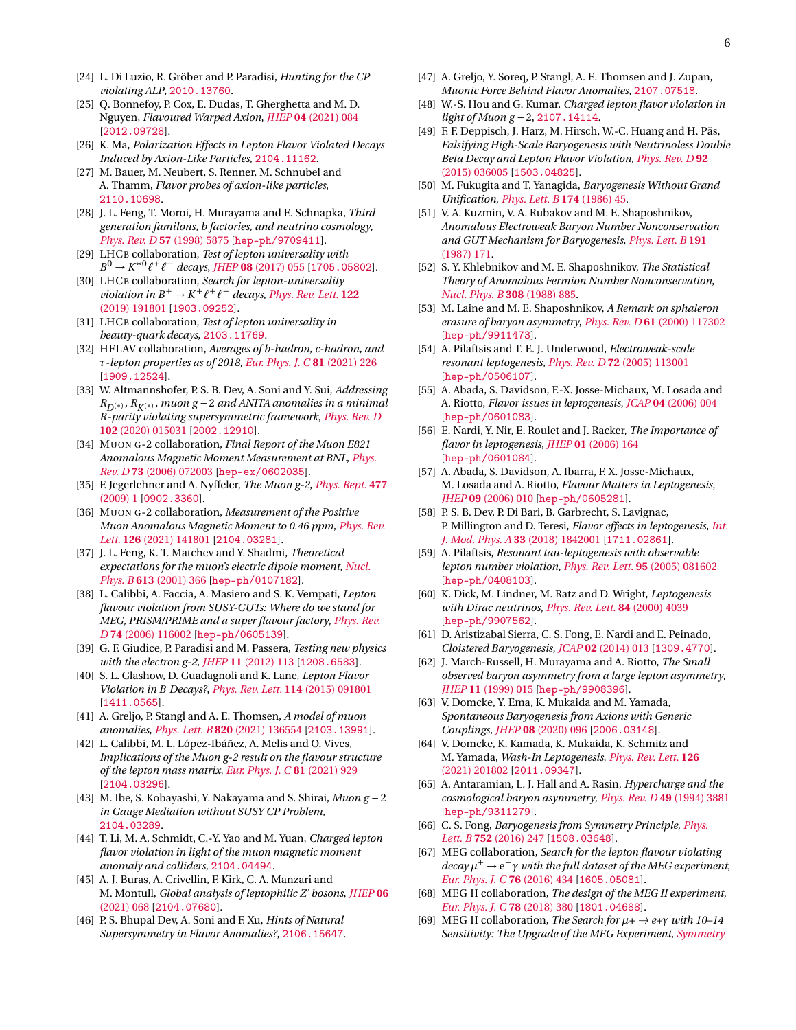[24] L. Di Luzio, R. Gröber and P. Paradisi, *Hunting for the CP violating ALP*, 2010.13760.

[25] Q. Bonnefoy, P. Cox, E. Dudas, T. Gherghetta and M. D. Nguyen, *Flavoured Warped Axion*, JHEP **04** (2021) 084 [2012.09728].

[26] K. Ma, *Polarization Effects in Lepton Flavor Violated Decays Induced by Axion-Like Particles*, 2104.11162.

[27] M. Bauer, M. Neubert, S. Renner, M. Schnubel and A. Thamm, *Flavor probes of axion-like particles*, 2110.10698.

[28] J. L. Feng, T. Moroi, H. Murayama and E. Schnapka, *Third generation familons, b factories, and neutrino cosmology*, Phys. Rev. D **57** (1998) 5875 [hep-ph/9709411].

[29] LHCb collaboration, *Test of lepton universality with $B^0 \to K^{*0}\ell^+\ell^-$ decays*, JHEP **08** (2017) 055 [1705.05802].

[30] LHCb collaboration, *Search for lepton-universality violation in $B^+ \to K^+\ell^+\ell^-$ decays*, Phys. Rev. Lett. **122** (2019) 191801 [1903.09252].

[31] LHCb collaboration, *Test of lepton universality in beauty-quark decays*, 2103.11769.

[32] HFLAV collaboration, *Averages of b-hadron, c-hadron, and τ-lepton properties as of 2018*, Eur. Phys. J. C **81** (2021) 226 [1909.12524].

[33] W. Altmannshofer, P. S. B. Dev, A. Soni and Y. Sui, *Addressing $R_{D^{(*)}}$, $R_{K^{(*)}}$, muon $g-2$ and ANITA anomalies in a minimal R-parity violating supersymmetric framework*, Phys. Rev. D **102** (2020) 015031 [2002.12910].

[34] Muon g-2 collaboration, *Final Report of the Muon E821 Anomalous Magnetic Moment Measurement at BNL*, Phys. Rev. D **73** (2006) 072003 [hep-ex/0602035].

[35] F. Jegerlehner and A. Nyffeler, *The Muon g-2*, Phys. Rept. **477** (2009) 1 [0902.3360].

[36] Muon g-2 collaboration, *Measurement of the Positive Muon Anomalous Magnetic Moment to 0.46 ppm*, Phys. Rev. Lett. **126** (2021) 141801 [2104.03281].

[37] J. L. Feng, K. T. Matchev and Y. Shadmi, *Theoretical expectations for the muon's electric dipole moment*, Nucl. Phys. B **613** (2001) 366 [hep-ph/0107182].

[38] L. Calibbi, A. Faccia, A. Masiero and S. K. Vempati, *Lepton flavour violation from SUSY-GUTs: Where do we stand for MEG, PRISM/PRIME and a super flavour factory*, Phys. Rev. D **74** (2006) 116002 [hep-ph/0605139].

[39] G. F. Giudice, P. Paradisi and M. Passera, *Testing new physics with the electron g-2*, JHEP **11** (2012) 113 [1208.6583].

[40] S. L. Glashow, D. Guadagnoli and K. Lane, *Lepton Flavor Violation in B Decays?*, Phys. Rev. Lett. **114** (2015) 091801 [1411.0565].

[41] A. Greljo, P. Stangl and A. E. Thomsen, *A model of muon anomalies*, Phys. Lett. B **820** (2021) 136554 [2103.13991].

[42] L. Calibbi, M. L. López-Ibáñez, A. Melis and O. Vives, *Implications of the Muon g-2 result on the flavour structure of the lepton mass matrix*, Eur. Phys. J. C **81** (2021) 929 [2104.03296].

[43] M. Ibe, S. Kobayashi, Y. Nakayama and S. Shirai, *Muon $g-2$ in Gauge Mediation without SUSY CP Problem*, 2104.03289.

[44] T. Li, M. A. Schmidt, C.-Y. Yao and M. Yuan, *Charged lepton flavor violation in light of the muon magnetic moment anomaly and colliders*, 2104.04494.

[45] A. J. Buras, A. Crivellin, F. Kirk, C. A. Manzari and M. Montull, *Global analysis of leptophilic Z' bosons*, JHEP **06** (2021) 068 [2104.07680].

[46] P. S. Bhupal Dev, A. Soni and F. Xu, *Hints of Natural Supersymmetry in Flavor Anomalies?*, 2106.15647.

[47] A. Greljo, Y. Soreq, P. Stangl, A. E. Thomsen and J. Zupan, *Muonic Force Behind Flavor Anomalies*, 2107.07518.

[48] W.-S. Hou and G. Kumar, *Charged lepton flavor violation in light of Muon $g-2$*, 2107.14114.

[49] F. F. Deppisch, J. Harz, M. Hirsch, W.-C. Huang and H. Päs, *Falsifying High-Scale Baryogenesis with Neutrinoless Double Beta Decay and Lepton Flavor Violation*, Phys. Rev. D **92** (2015) 036005 [1503.04825].

[50] M. Fukugita and T. Yanagida, *Baryogenesis Without Grand Unification*, Phys. Lett. B **174** (1986) 45.

[51] V. A. Kuzmin, V. A. Rubakov and M. E. Shaposhnikov, *Anomalous Electroweak Baryon Number Nonconservation and GUT Mechanism for Baryogenesis*, Phys. Lett. B **191** (1987) 171.

[52] S. Y. Khlebnikov and M. E. Shaposhnikov, *The Statistical Theory of Anomalous Fermion Number Nonconservation*, Nucl. Phys. B **308** (1988) 885.

[53] M. Laine and M. E. Shaposhnikov, *A Remark on sphaleron erasure of baryon asymmetry*, Phys. Rev. D **61** (2000) 117302 [hep-ph/9911473].

[54] A. Pilaftsis and T. E. J. Underwood, *Electroweak-scale resonant leptogenesis*, Phys. Rev. D **72** (2005) 113001 [hep-ph/0506107].

[55] A. Abada, S. Davidson, F.-X. Josse-Michaux, M. Losada and A. Riotto, *Flavor issues in leptogenesis*, JCAP **04** (2006) 004 [hep-ph/0601083].

[56] E. Nardi, Y. Nir, E. Roulet and J. Racker, *The Importance of flavor in leptogenesis*, JHEP **01** (2006) 164 [hep-ph/0601084].

[57] A. Abada, S. Davidson, A. Ibarra, F. X. Josse-Michaux, M. Losada and A. Riotto, *Flavour Matters in Leptogenesis*, JHEP **09** (2006) 010 [hep-ph/0605281].

[58] P. S. B. Dev, P. Di Bari, B. Garbrecht, S. Lavignac, P. Millington and D. Teresi, *Flavor effects in leptogenesis*, Int. J. Mod. Phys. A **33** (2018) 1842001 [1711.02861].

[59] A. Pilaftsis, *Resonant tau-leptogenesis with observable lepton number violation*, Phys. Rev. Lett. **95** (2005) 081602 [hep-ph/0408103].

[60] K. Dick, M. Lindner, M. Ratz and D. Wright, *Leptogenesis with Dirac neutrinos*, Phys. Rev. Lett. **84** (2000) 4039 [hep-ph/9907562].

[61] D. Aristizabal Sierra, C. S. Fong, E. Nardi and E. Peinado, *Cloistered Baryogenesis*, JCAP **02** (2014) 013 [1309.4770].

[62] J. March-Russell, H. Murayama and A. Riotto, *The Small observed baryon asymmetry from a large lepton asymmetry*, JHEP **11** (1999) 015 [hep-ph/9908396].

[63] V. Domcke, Y. Ema, K. Mukaida and M. Yamada, *Spontaneous Baryogenesis from Axions with Generic Couplings*, JHEP **08** (2020) 096 [2006.03148].

[64] V. Domcke, K. Kamada, K. Mukaida, K. Schmitz and M. Yamada, *Wash-In Leptogenesis*, Phys. Rev. Lett. **126** (2021) 201802 [2011.09347].

[65] A. Antaramian, L. J. Hall and A. Rasin, *Hypercharge and the cosmological baryon asymmetry*, Phys. Rev. D **49** (1994) 3881 [hep-ph/9311279].

[66] C. S. Fong, *Baryogenesis from Symmetry Principle*, Phys. Lett. B **752** (2016) 247 [1508.03648].

[67] MEG collaboration, *Search for the lepton flavour violating decay $\mu^+ \to e^+\gamma$ with the full dataset of the MEG experiment*, Eur. Phys. J. C **76** (2016) 434 [1605.05081].

[68] MEG II collaboration, *The design of the MEG II experiment*, Eur. Phys. J. C **78** (2018) 380 [1801.04688].

[69] MEG II collaboration, *The Search for μ+ → e+γ with 10–14 Sensitivity: The Upgrade of the MEG Experiment*, Symmetry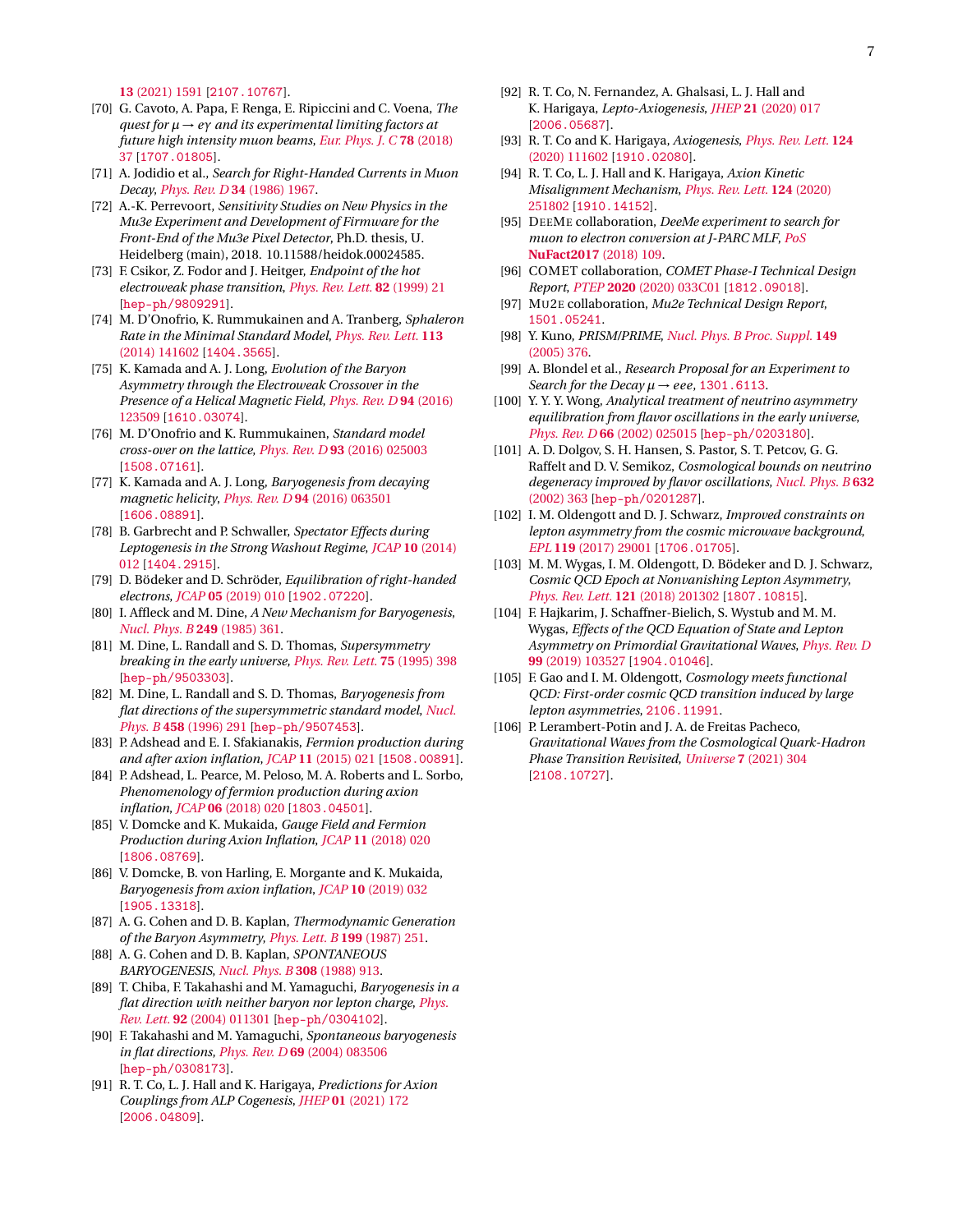**13** (2021) 1591 [2107.10767].

[70] G. Cavoto, A. Papa, F. Renga, E. Ripiccini and C. Voena, *The quest for $\mu \to e\gamma$ and its experimental limiting factors at future high intensity muon beams*, *Eur. Phys. J. C* **78** (2018) 37 [1707.01805].

[71] A. Jodidio et al., *Search for Right-Handed Currents in Muon Decay*, *Phys. Rev. D* **34** (1986) 1967.

[72] A.-K. Perrevoort, *Sensitivity Studies on New Physics in the Mu3e Experiment and Development of Firmware for the Front-End of the Mu3e Pixel Detector*, Ph.D. thesis, U. Heidelberg (main), 2018. 10.11588/heidok.00024585.

[73] F. Csikor, Z. Fodor and J. Heitger, *Endpoint of the hot electroweak phase transition*, *Phys. Rev. Lett.* **82** (1999) 21 [hep-ph/9809291].

[74] M. D'Onofrio, K. Rummukainen and A. Tranberg, *Sphaleron Rate in the Minimal Standard Model*, *Phys. Rev. Lett.* **113** (2014) 141602 [1404.3565].

[75] K. Kamada and A. J. Long, *Evolution of the Baryon Asymmetry through the Electroweak Crossover in the Presence of a Helical Magnetic Field*, *Phys. Rev. D* **94** (2016) 123509 [1610.03074].

[76] M. D'Onofrio and K. Rummukainen, *Standard model cross-over on the lattice*, *Phys. Rev. D* **93** (2016) 025003 [1508.07161].

[77] K. Kamada and A. J. Long, *Baryogenesis from decaying magnetic helicity*, *Phys. Rev. D* **94** (2016) 063501 [1606.08891].

[78] B. Garbrecht and P. Schwaller, *Spectator Effects during Leptogenesis in the Strong Washout Regime*, *JCAP* **10** (2014) 012 [1404.2915].

[79] D. Bödeker and D. Schröder, *Equilibration of right-handed electrons*, *JCAP* **05** (2019) 010 [1902.07220].

[80] I. Affleck and M. Dine, *A New Mechanism for Baryogenesis*, *Nucl. Phys. B* **249** (1985) 361.

[81] M. Dine, L. Randall and S. D. Thomas, *Supersymmetry breaking in the early universe*, *Phys. Rev. Lett.* **75** (1995) 398 [hep-ph/9503303].

[82] M. Dine, L. Randall and S. D. Thomas, *Baryogenesis from flat directions of the supersymmetric standard model*, *Nucl. Phys. B* **458** (1996) 291 [hep-ph/9507453].

[83] P. Adshead and E. I. Sfakianakis, *Fermion production during and after axion inflation*, *JCAP* **11** (2015) 021 [1508.00891].

[84] P. Adshead, L. Pearce, M. Peloso, M. A. Roberts and L. Sorbo, *Phenomenology of fermion production during axion inflation*, *JCAP* **06** (2018) 020 [1803.04501].

[85] V. Domcke and K. Mukaida, *Gauge Field and Fermion Production during Axion Inflation*, *JCAP* **11** (2018) 020 [1806.08769].

[86] V. Domcke, B. von Harling, E. Morgante and K. Mukaida, *Baryogenesis from axion inflation*, *JCAP* **10** (2019) 032 [1905.13318].

[87] A. G. Cohen and D. B. Kaplan, *Thermodynamic Generation of the Baryon Asymmetry*, *Phys. Lett. B* **199** (1987) 251.

[88] A. G. Cohen and D. B. Kaplan, *SPONTANEOUS BARYOGENESIS*, *Nucl. Phys. B* **308** (1988) 913.

[89] T. Chiba, F. Takahashi and M. Yamaguchi, *Baryogenesis in a flat direction with neither baryon nor lepton charge*, *Phys. Rev. Lett.* **92** (2004) 011301 [hep-ph/0304102].

[90] F. Takahashi and M. Yamaguchi, *Spontaneous baryogenesis in flat directions*, *Phys. Rev. D* **69** (2004) 083506 [hep-ph/0308173].

[91] R. T. Co, L. J. Hall and K. Harigaya, *Predictions for Axion Couplings from ALP Cogenesis*, *JHEP* **01** (2021) 172 [2006.04809].

[92] R. T. Co, N. Fernandez, A. Ghalsasi, L. J. Hall and K. Harigaya, *Lepto-Axiogenesis*, *JHEP* **21** (2020) 017 [2006.05687].

[93] R. T. Co and K. Harigaya, *Axiogenesis*, *Phys. Rev. Lett.* **124** (2020) 111602 [1910.02080].

[94] R. T. Co, L. J. Hall and K. Harigaya, *Axion Kinetic Misalignment Mechanism*, *Phys. Rev. Lett.* **124** (2020) 251802 [1910.14152].

[95] DeeMe collaboration, *DeeMe experiment to search for muon to electron conversion at J-PARC MLF*, *PoS* **NuFact2017** (2018) 109.

[96] COMET collaboration, *COMET Phase-I Technical Design Report*, *PTEP* **2020** (2020) 033C01 [1812.09018].

[97] Mu2e collaboration, *Mu2e Technical Design Report*, 1501.05241.

[98] Y. Kuno, *PRISM/PRIME*, *Nucl. Phys. B Proc. Suppl.* **149** (2005) 376.

[99] A. Blondel et al., *Research Proposal for an Experiment to Search for the Decay $\mu \to eee$*, 1301.6113.

[100] Y. Y. Y. Wong, *Analytical treatment of neutrino asymmetry equilibration from flavor oscillations in the early universe*, *Phys. Rev. D* **66** (2002) 025015 [hep-ph/0203180].

[101] A. D. Dolgov, S. H. Hansen, S. Pastor, S. T. Petcov, G. G. Raffelt and D. V. Semikoz, *Cosmological bounds on neutrino degeneracy improved by flavor oscillations*, *Nucl. Phys. B* **632** (2002) 363 [hep-ph/0201287].

[102] I. M. Oldengott and D. J. Schwarz, *Improved constraints on lepton asymmetry from the cosmic microwave background*, *EPL* **119** (2017) 29001 [1706.01705].

[103] M. M. Wygas, I. M. Oldengott, D. Bödeker and D. J. Schwarz, *Cosmic QCD Epoch at Nonvanishing Lepton Asymmetry*, *Phys. Rev. Lett.* **121** (2018) 201302 [1807.10815].

[104] F. Hajkarim, J. Schaffner-Bielich, S. Wystub and M. M. Wygas, *Effects of the QCD Equation of State and Lepton Asymmetry on Primordial Gravitational Waves*, *Phys. Rev. D* **99** (2019) 103527 [1904.01046].

[105] F. Gao and I. M. Oldengott, *Cosmology meets functional QCD: First-order cosmic QCD transition induced by large lepton asymmetries*, 2106.11991.

[106] P. Lerambert-Potin and J. A. de Freitas Pacheco, *Gravitational Waves from the Cosmological Quark-Hadron Phase Transition Revisited*, *Universe* **7** (2021) 304 [2108.10727].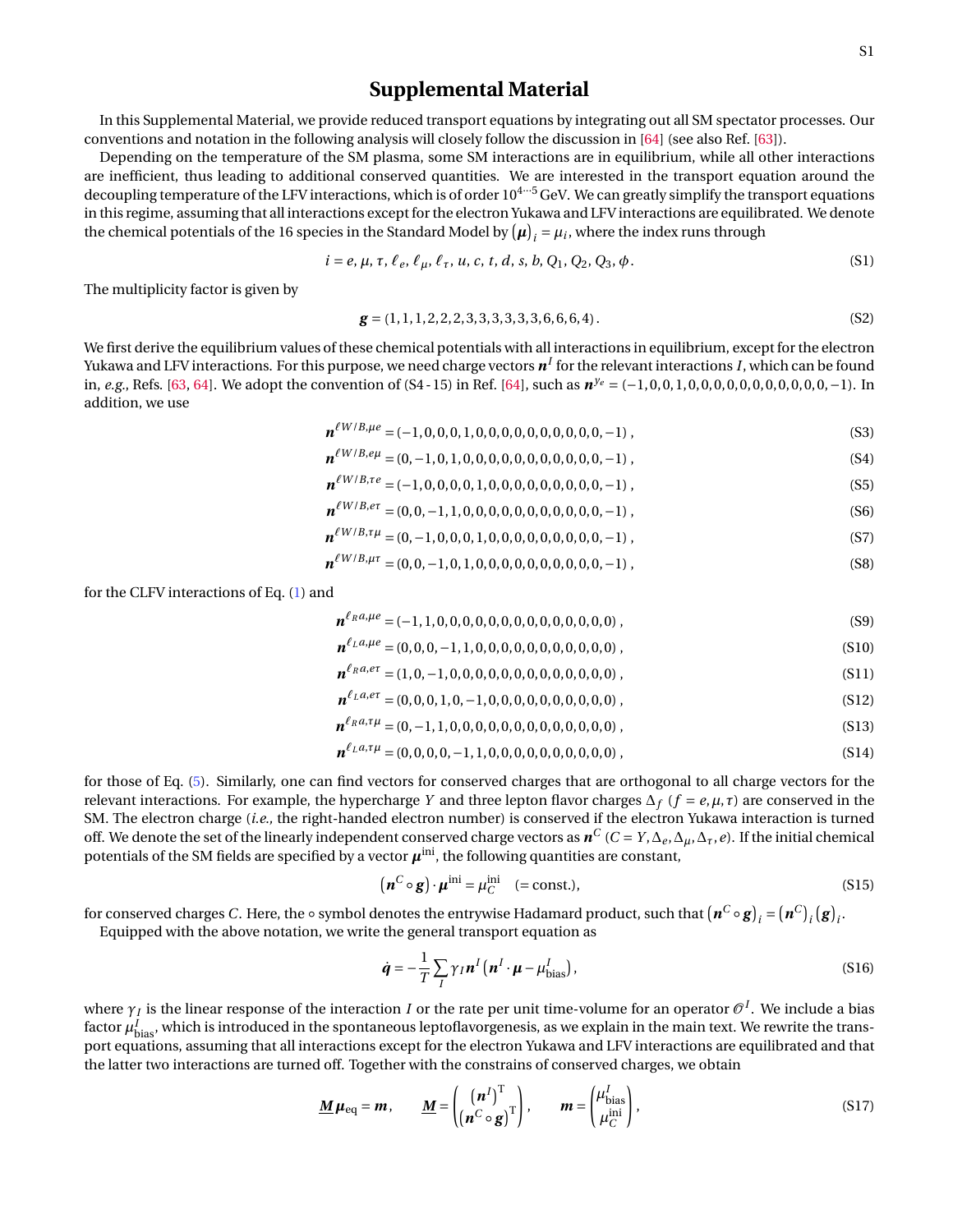# Supplemental Material

In this Supplemental Material, we provide reduced transport equations by integrating out all SM spectator processes. Our conventions and notation in the following analysis will closely follow the discussion in [64] (see also Ref. [63]).

Depending on the temperature of the SM plasma, some SM interactions are in equilibrium, while all other interactions are inefficient, thus leading to additional conserved quantities. We are interested in the transport equation around the decoupling temperature of the LFV interactions, which is of order $10^{4\cdots5}$ GeV. We can greatly simplify the transport equations in this regime, assuming that all interactions except for the electron Yukawa and LFV interactions are equilibrated. We denote the chemical potentials of the 16 species in the Standard Model by $(\boldsymbol{\mu})_i = \mu_i$, where the index runs through

$$
i = e, \mu, \tau, \ell_e, \ell_\mu, \ell_\tau, u, c, t, d, s, b, Q_1, Q_2, Q_3, \phi . \tag{S1}
$$

The multiplicity factor is given by

$$
\boldsymbol{g} = (1,1,1,2,2,2,3,3,3,3,3,3,6,6,6,4) . \tag{S2}
$$

We first derive the equilibrium values of these chemical potentials with all interactions in equilibrium, except for the electron Yukawa and LFV interactions. For this purpose, we need charge vectors $\boldsymbol{n}^I$ for the relevant interactions $I$, which can be found in, *e.g.*, Refs. [63, 64]. We adopt the convention of (S4 - 15) in Ref. [64], such as $\boldsymbol{n}^{y_e} = (-1,0,0,1,0,0,0,0,0,0,0,0,0,0,0,-1)$. In addition, we use

$$
\boldsymbol{n}^{\ell W/B,\mu e} = (-1,0,0,0,1,0,0,0,0,0,0,0,0,0,0,-1) , \tag{S3}
$$

$$
\boldsymbol{n}^{\ell W/B,e\mu} = (0,-1,0,1,0,0,0,0,0,0,0,0,0,0,0,-1) , \tag{S4}
$$

$$
\boldsymbol{n}^{\ell W/B,\tau e} = (-1,0,0,0,0,1,0,0,0,0,0,0,0,0,0,-1) , \tag{S5}
$$

$$
\boldsymbol{n}^{\ell W/B,e\tau} = (0,0,-1,1,0,0,0,0,0,0,0,0,0,0,0,-1) , \tag{S6}
$$

$$
\boldsymbol{n}^{\ell W/B,\tau\mu} = (0,-1,0,0,0,1,0,0,0,0,0,0,0,0,0,-1) , \tag{S7}
$$

$$
\boldsymbol{n}^{\ell W/B,\mu\tau} = (0,0,-1,0,1,0,0,0,0,0,0,0,0,0,0,-1) , \tag{S8}
$$

for the CLFV interactions of Eq. (1) and

$$
\boldsymbol{n}^{\ell_R a,\mu e} = (-1,1,0,0,0,0,0,0,0,0,0,0,0,0,0,0) , \tag{S9}
$$

$$
\boldsymbol{n}^{\ell_L a,\mu e} = (0,0,0,-1,1,0,0,0,0,0,0,0,0,0,0,0) , \tag{S10}
$$

$$
\boldsymbol{n}^{\ell_R a,e\tau} = (1,0,-1,0,0,0,0,0,0,0,0,0,0,0,0,0) , \tag{S11}
$$

$$
\boldsymbol{n}^{\ell_L a,e\tau} = (0,0,0,1,0,-1,0,0,0,0,0,0,0,0,0,0) , \tag{S12}
$$

$$
\boldsymbol{n}^{\ell_R a,\tau\mu} = (0,-1,1,0,0,0,0,0,0,0,0,0,0,0,0,0) , \tag{S13}
$$

$$
\boldsymbol{n}^{\ell_L a,\tau\mu} = (0,0,0,0,-1,1,0,0,0,0,0,0,0,0,0,0) , \tag{S14}
$$

for those of Eq. (5). Similarly, one can find vectors for conserved charges that are orthogonal to all charge vectors for the relevant interactions. For example, the hypercharge $Y$ and three lepton flavor charges $\Delta_f$ $(f = e, \mu, \tau)$ are conserved in the SM. The electron charge (*i.e.,* the right-handed electron number) is conserved if the electron Yukawa interaction is turned off. We denote the set of the linearly independent conserved charge vectors as $\boldsymbol{n}^C$ $(C = Y, \Delta_e, \Delta_\mu, \Delta_\tau, e)$. If the initial chemical potentials of the SM fields are specified by a vector $\boldsymbol{\mu}^{\text{ini}}$, the following quantities are constant,

$$
\left(\boldsymbol{n}^C \circ \boldsymbol{g}\right) \cdot \boldsymbol{\mu}^{\text{ini}} = \mu_C^{\text{ini}} \quad (= \text{const.}), \tag{S15}
$$

for conserved charges $C$. Here, the $\circ$ symbol denotes the entrywise Hadamard product, such that $\left(\boldsymbol{n}^C \circ \boldsymbol{g}\right)_i = \left(\boldsymbol{n}^C\right)_i (\boldsymbol{g})_i$.

Equipped with the above notation, we write the general transport equation as

$$
\dot{\boldsymbol{q}} = -\frac{1}{T} \sum_I \gamma_I \boldsymbol{n}^I \left(\boldsymbol{n}^I \cdot \boldsymbol{\mu} - \mu^I_{\text{bias}}\right), \tag{S16}
$$

where $\gamma_I$ is the linear response of the interaction $I$ or the rate per unit time-volume for an operator $\mathcal{O}^I$. We include a bias factor $\mu^I_{\text{bias}}$, which is introduced in the spontaneous leptoflavorgenesis, as we explain in the main text. We rewrite the transport equations, assuming that all interactions except for the electron Yukawa and LFV interactions are equilibrated and that the latter two interactions are turned off. Together with the constrains of conserved charges, we obtain

$$
\underline{\boldsymbol{M}}\, \boldsymbol{\mu}_{\text{eq}} = \boldsymbol{m}, \qquad \underline{\boldsymbol{M}} = \begin{pmatrix} \left(\boldsymbol{n}^I\right)^{\text{T}} \\ \left(\boldsymbol{n}^C \circ \boldsymbol{g}\right)^{\text{T}} \end{pmatrix}, \qquad \boldsymbol{m} = \begin{pmatrix} \mu^I_{\text{bias}} \\ \mu^{\text{ini}}_C \end{pmatrix}, \tag{S17}
$$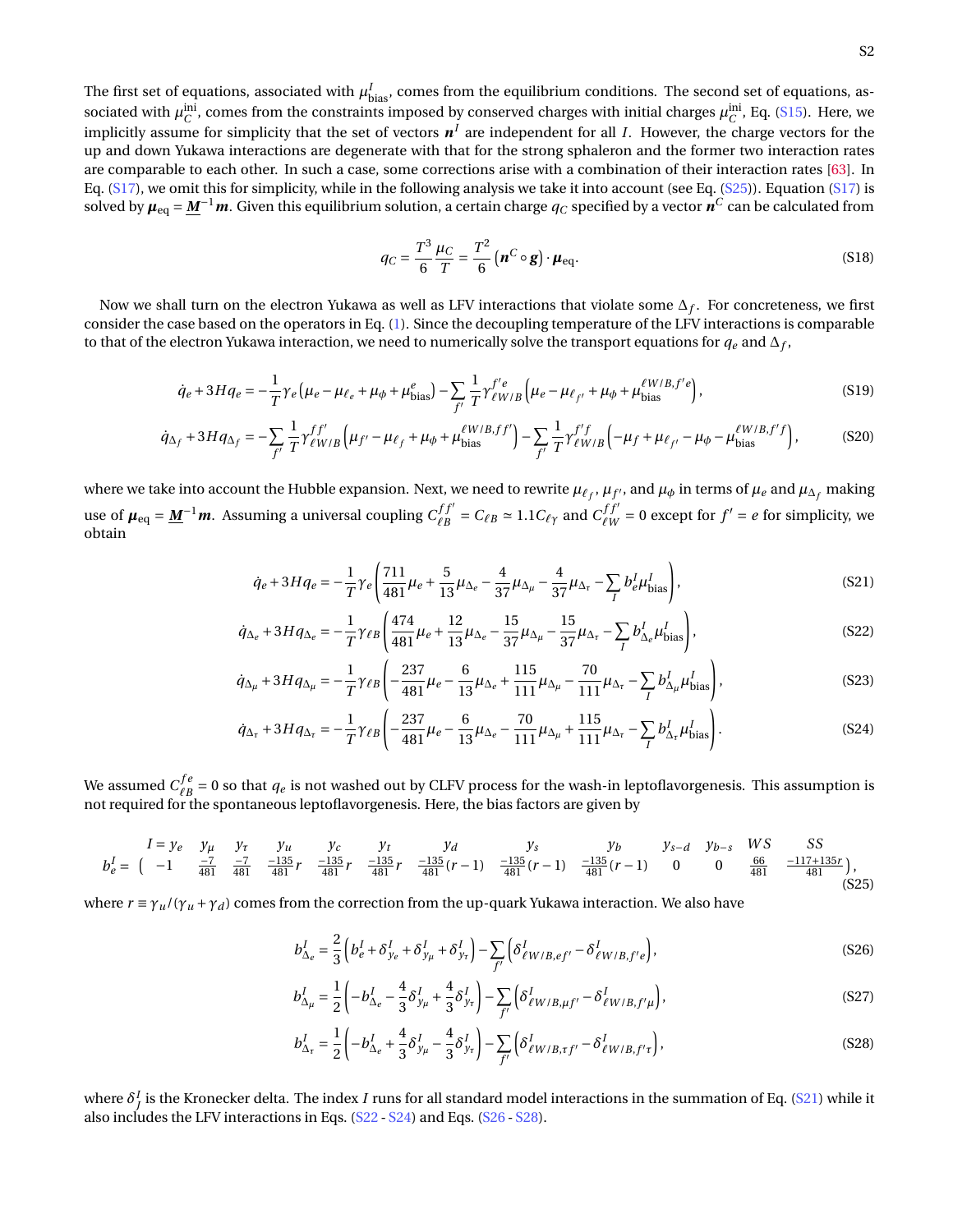The first set of equations, associated with $\mu^I_{\text{bias}}$, comes from the equilibrium conditions. The second set of equations, associated with $\mu^{\text{ini}}_C$, comes from the constraints imposed by conserved charges with initial charges $\mu^{\text{ini}}_C$, Eq. (S15). Here, we implicitly assume for simplicity that the set of vectors $\boldsymbol{n}^I$ are independent for all $I$. However, the charge vectors for the up and down Yukawa interactions are degenerate with that for the strong sphaleron and the former two interaction rates are comparable to each other. In such a case, some corrections arise with a combination of their interaction rates [63]. In Eq. (S17), we omit this for simplicity, while in the following analysis we take it into account (see Eq. (S25)). Equation (S17) is solved by $\boldsymbol{\mu}_{\text{eq}} = \underline{\boldsymbol{M}}^{-1}\boldsymbol{m}$. Given this equilibrium solution, a certain charge $q_C$ specified by a vector $\boldsymbol{n}^C$ can be calculated from

$$
q_C = \frac{T^3}{6}\frac{\mu_C}{T} = \frac{T^2}{6}\left(\boldsymbol{n}^C \circ \boldsymbol{g}\right)\cdot \boldsymbol{\mu}_{\text{eq}}. \tag{S18}
$$

Now we shall turn on the electron Yukawa as well as LFV interactions that violate some $\Delta_f$. For concreteness, we first consider the case based on the operators in Eq. (1). Since the decoupling temperature of the LFV interactions is comparable to that of the electron Yukawa interaction, we need to numerically solve the transport equations for $q_e$ and $\Delta_f$,

$$
\dot{q}_e + 3Hq_e = -\frac{1}{T}\gamma_e\left(\mu_e - \mu_{\ell_e} + \mu_\phi + \mu^e_{\text{bias}}\right) - \sum_{f'}\frac{1}{T}\gamma^{f'e}_{\ell W/B}\left(\mu_e - \mu_{\ell_{f'}} + \mu_\phi + \mu^{\ell W/B, f'e}_{\text{bias}}\right), \tag{S19}
$$

$$
\dot{q}_{\Delta_f} + 3Hq_{\Delta_f} = -\sum_{f'}\frac{1}{T}\gamma^{ff'}_{\ell W/B}\left(\mu_{f'} - \mu_{\ell_f} + \mu_\phi + \mu^{\ell W/B, ff'}_{\text{bias}}\right) - \sum_{f'}\frac{1}{T}\gamma^{f'f}_{\ell W/B}\left(-\mu_f + \mu_{\ell_{f'}} - \mu_\phi - \mu^{\ell W/B, f'f}_{\text{bias}}\right), \tag{S20}
$$

where we take into account the Hubble expansion. Next, we need to rewrite $\mu_{\ell_f}$, $\mu_{f'}$, and $\mu_\phi$ in terms of $\mu_e$ and $\mu_{\Delta_f}$ making use of $\boldsymbol{\mu}_{\text{eq}} = \underline{\boldsymbol{M}}^{-1}\boldsymbol{m}$. Assuming a universal coupling $C^{ff'}_{\ell B} = C_{\ell B} \simeq 1.1 C_{\ell\gamma}$ and $C^{ff'}_{\ell W} = 0$ except for $f' = e$ for simplicity, we obtain

$$
\dot{q}_e + 3Hq_e = -\frac{1}{T}\gamma_e\left(\frac{711}{481}\mu_e + \frac{5}{13}\mu_{\Delta_e} - \frac{4}{37}\mu_{\Delta_\mu} - \frac{4}{37}\mu_{\Delta_\tau} - \sum_I b^I_e \mu^I_{\text{bias}}\right), \tag{S21}
$$

$$
\dot{q}_{\Delta_e} + 3Hq_{\Delta_e} = -\frac{1}{T}\gamma_{\ell B}\left(\frac{474}{481}\mu_e + \frac{12}{13}\mu_{\Delta_e} - \frac{15}{37}\mu_{\Delta_\mu} - \frac{15}{37}\mu_{\Delta_\tau} - \sum_I b^I_{\Delta_e}\mu^I_{\text{bias}}\right), \tag{S22}
$$

$$
\dot{q}_{\Delta_\mu} + 3Hq_{\Delta_\mu} = -\frac{1}{T}\gamma_{\ell B}\left(-\frac{237}{481}\mu_e - \frac{6}{13}\mu_{\Delta_e} + \frac{115}{111}\mu_{\Delta_\mu} - \frac{70}{111}\mu_{\Delta_\tau} - \sum_I b^I_{\Delta_\mu}\mu^I_{\text{bias}}\right), \tag{S23}
$$

$$
\dot{q}_{\Delta_\tau} + 3Hq_{\Delta_\tau} = -\frac{1}{T}\gamma_{\ell B}\left(-\frac{237}{481}\mu_e - \frac{6}{13}\mu_{\Delta_e} - \frac{70}{111}\mu_{\Delta_\mu} + \frac{115}{111}\mu_{\Delta_\tau} - \sum_I b^I_{\Delta_\tau}\mu^I_{\text{bias}}\right). \tag{S24}
$$

We assumed $C^{fe}_{\ell B} = 0$ so that $q_e$ is not washed out by CLFV process for the wash-in leptoflavorgenesis. This assumption is not required for the spontaneous leptoflavorgenesis. Here, the bias factors are given by

$$
b^I_e = \begin{pmatrix} I = y_e & y_\mu & y_\tau & y_u & y_c & y_t & y_d & y_s & y_b & y_{s-d} & y_{b-s} & WS & SS \\ -1 & \frac{-7}{481} & \frac{-7}{481} & \frac{-135}{481}r & \frac{-135}{481}r & \frac{-135}{481}r & \frac{-135}{481}(r-1) & \frac{-135}{481}(r-1) & \frac{-135}{481}(r-1) & 0 & 0 & \frac{66}{481} & \frac{-117+135r}{481} \end{pmatrix}, \tag{S25}
$$

where $r \equiv \gamma_u/(\gamma_u + \gamma_d)$ comes from the correction from the up-quark Yukawa interaction. We also have

$$
b^I_{\Delta_e} = \frac{2}{3}\left(b^I_e + \delta^I_{y_e} + \delta^I_{y_\mu} + \delta^I_{y_\tau}\right) - \sum_{f'}\left(\delta^I_{\ell W/B, ef'} - \delta^I_{\ell W/B, f'e}\right), \tag{S26}
$$

$$
b^I_{\Delta_\mu} = \frac{1}{2}\left(-b^I_{\Delta_e} - \frac{4}{3}\delta^I_{y_\mu} + \frac{4}{3}\delta^I_{y_\tau}\right) - \sum_{f'}\left(\delta^I_{\ell W/B, \mu f'} - \delta^I_{\ell W/B, f'\mu}\right), \tag{S27}
$$

$$
b^I_{\Delta_\tau} = \frac{1}{2}\left(-b^I_{\Delta_e} + \frac{4}{3}\delta^I_{y_\mu} - \frac{4}{3}\delta^I_{y_\tau}\right) - \sum_{f'}\left(\delta^I_{\ell W/B, \tau f'} - \delta^I_{\ell W/B, f'\tau}\right), \tag{S28}
$$

where $\delta^I_J$ is the Kronecker delta. The index $I$ runs for all standard model interactions in the summation of Eq. (S21) while it also includes the LFV interactions in Eqs. (S22 - S24) and Eqs. (S26 - S28).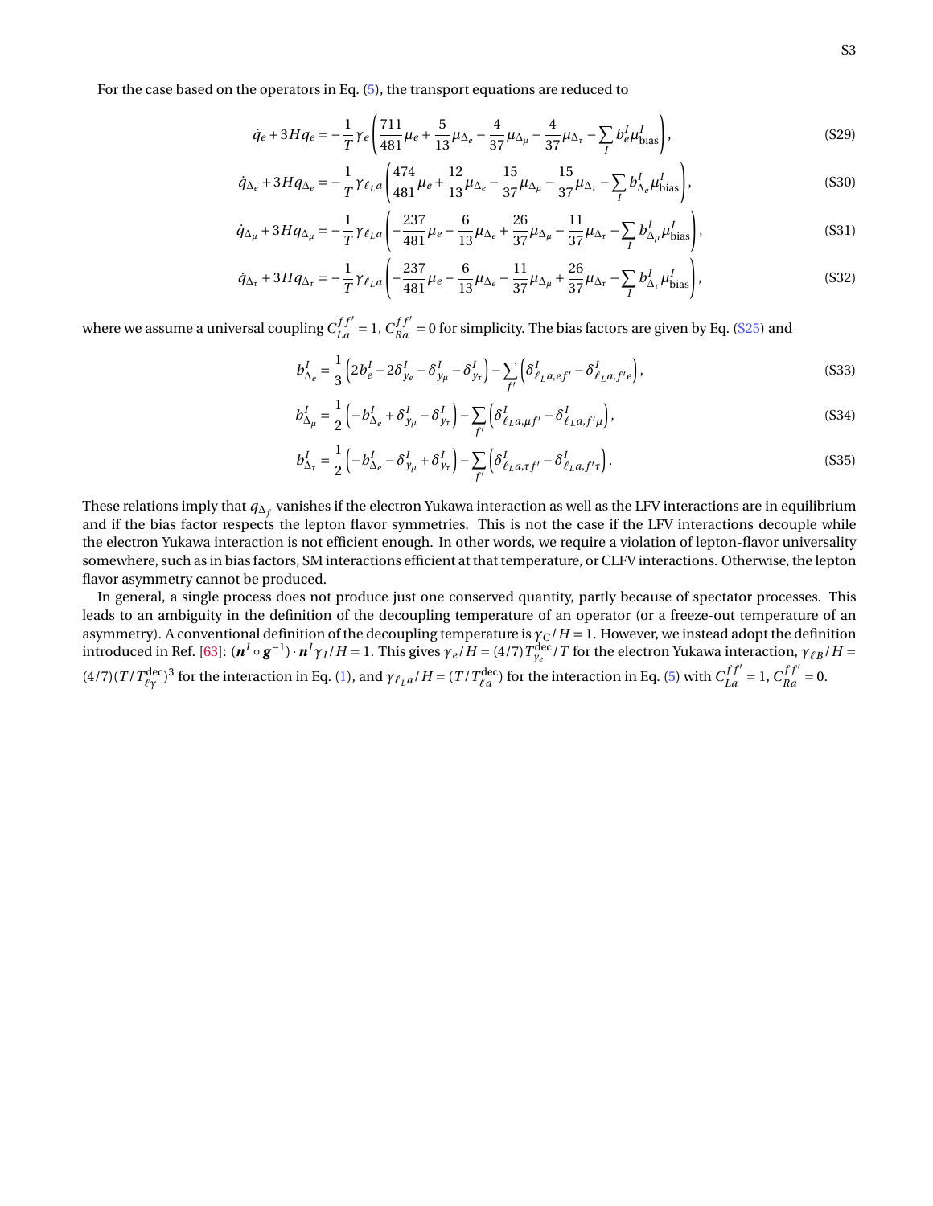For the case based on the operators in Eq. (5), the transport equations are reduced to

$$\dot{q}_e + 3Hq_e = -\frac{1}{T}\gamma_e\left(\frac{711}{481}\mu_e + \frac{5}{13}\mu_{\Delta_e} - \frac{4}{37}\mu_{\Delta_\mu} - \frac{4}{37}\mu_{\Delta_\tau} - \sum_I b_e^I \mu_{\rm bias}^I\right), \tag{S29}$$

$$\dot{q}_{\Delta_e} + 3Hq_{\Delta_e} = -\frac{1}{T}\gamma_{\ell_L a}\left(\frac{474}{481}\mu_e + \frac{12}{13}\mu_{\Delta_e} - \frac{15}{37}\mu_{\Delta_\mu} - \frac{15}{37}\mu_{\Delta_\tau} - \sum_I b_{\Delta_e}^I \mu_{\rm bias}^I\right), \tag{S30}$$

$$\dot{q}_{\Delta_\mu} + 3Hq_{\Delta_\mu} = -\frac{1}{T}\gamma_{\ell_L a}\left(-\frac{237}{481}\mu_e - \frac{6}{13}\mu_{\Delta_e} + \frac{26}{37}\mu_{\Delta_\mu} - \frac{11}{37}\mu_{\Delta_\tau} - \sum_I b_{\Delta_\mu}^I \mu_{\rm bias}^I\right), \tag{S31}$$

$$\dot{q}_{\Delta_\tau} + 3Hq_{\Delta_\tau} = -\frac{1}{T}\gamma_{\ell_L a}\left(-\frac{237}{481}\mu_e - \frac{6}{13}\mu_{\Delta_e} - \frac{11}{37}\mu_{\Delta_\mu} + \frac{26}{37}\mu_{\Delta_\tau} - \sum_I b_{\Delta_\tau}^I \mu_{\rm bias}^I\right), \tag{S32}$$

where we assume a universal coupling $C_{La}^{ff'} = 1$, $C_{Ra}^{ff'} = 0$ for simplicity. The bias factors are given by Eq. (S25) and

$$b_{\Delta_e}^I = \frac{1}{3}\left(2b_e^I + 2\delta_{y_e}^I - \delta_{y_\mu}^I - \delta_{y_\tau}^I\right) - \sum_{f'}\left(\delta_{\ell_L a, ef'}^I - \delta_{\ell_L a, f'e}^I\right), \tag{S33}$$

$$b_{\Delta_\mu}^I = \frac{1}{2}\left(-b_{\Delta_e}^I + \delta_{y_\mu}^I - \delta_{y_\tau}^I\right) - \sum_{f'}\left(\delta_{\ell_L a, \mu f'}^I - \delta_{\ell_L a, f'\mu}^I\right), \tag{S34}$$

$$b_{\Delta_\tau}^I = \frac{1}{2}\left(-b_{\Delta_e}^I - \delta_{y_\mu}^I + \delta_{y_\tau}^I\right) - \sum_{f'}\left(\delta_{\ell_L a, \tau f'}^I - \delta_{\ell_L a, f'\tau}^I\right). \tag{S35}$$

These relations imply that $q_{\Delta_f}$ vanishes if the electron Yukawa interaction as well as the LFV interactions are in equilibrium and if the bias factor respects the lepton flavor symmetries. This is not the case if the LFV interactions decouple while the electron Yukawa interaction is not efficient enough. In other words, we require a violation of lepton-flavor universality somewhere, such as in bias factors, SM interactions efficient at that temperature, or CLFV interactions. Otherwise, the lepton flavor asymmetry cannot be produced.

In general, a single process does not produce just one conserved quantity, partly because of spectator processes. This leads to an ambiguity in the definition of the decoupling temperature of an operator (or a freeze-out temperature of an asymmetry). A conventional definition of the decoupling temperature is $\gamma_C/H = 1$. However, we instead adopt the definition introduced in Ref. [63]: $(\boldsymbol{n}^I \circ \boldsymbol{g}^{-1}) \cdot \boldsymbol{n}^I \gamma_I / H = 1$. This gives $\gamma_e/H = (4/7)T_{y_e}^{\rm dec}/T$ for the electron Yukawa interaction, $\gamma_{\ell B}/H = (4/7)(T/T_{\ell\gamma}^{\rm dec})^3$ for the interaction in Eq. (1), and $\gamma_{\ell_L a}/H = (T/T_{\ell a}^{\rm dec})$ for the interaction in Eq. (5) with $C_{La}^{ff'} = 1$, $C_{Ra}^{ff'} = 0$.